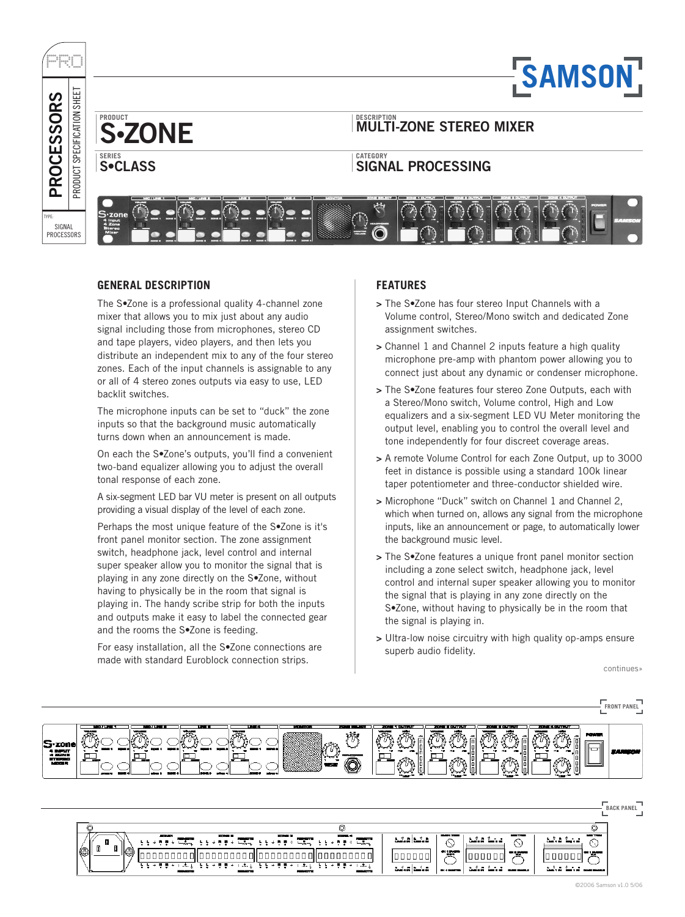PRO

# PROCESSORS

PRODUCT SPECIFICATION SHEET

TYPE: SIGNAL PROCESSORS

SAMSON

PRODUCT
# S•ZONE

DESCRIPTION
## MULTI-ZONE STEREO MIXER

SERIES
## S•CLASS

CATEGORY
## SIGNAL PROCESSING

## GENERAL DESCRIPTION

The S•Zone is a professional quality 4-channel zone mixer that allows you to mix just about any audio signal including those from microphones, stereo CD and tape players, video players, and then lets you distribute an independent mix to any of the four stereo zones. Each of the input channels is assignable to any or all of 4 stereo zones outputs via easy to use, LED backlit switches.

The microphone inputs can be set to "duck" the zone inputs so that the background music automatically turns down when an announcement is made.

On each the S•Zone's outputs, you'll find a convenient two-band equalizer allowing you to adjust the overall tonal response of each zone.

A six-segment LED bar VU meter is present on all outputs providing a visual display of the level of each zone.

Perhaps the most unique feature of the S•Zone is it's front panel monitor section. The zone assignment switch, headphone jack, level control and internal super speaker allow you to monitor the signal that is playing in any zone directly on the S•Zone, without having to physically be in the room that signal is playing in. The handy scribe strip for both the inputs and outputs make it easy to label the connected gear and the rooms the S•Zone is feeding.

For easy installation, all the S•Zone connections are made with standard Euroblock connection strips.

## FEATURES

> The S•Zone has four stereo Input Channels with a Volume control, Stereo/Mono switch and dedicated Zone assignment switches.

> Channel 1 and Channel 2 inputs feature a high quality microphone pre-amp with phantom power allowing you to connect just about any dynamic or condenser microphone.

> The S•Zone features four stereo Zone Outputs, each with a Stereo/Mono switch, Volume control, High and Low equalizers and a six-segment LED VU Meter monitoring the output level, enabling you to control the overall level and tone independently for four discreet coverage areas.

> A remote Volume Control for each Zone Output, up to 3000 feet in distance is possible using a standard 100k linear taper potentiometer and three-conductor shielded wire.

> Microphone "Duck" switch on Channel 1 and Channel 2, which when turned on, allows any signal from the microphone inputs, like an announcement or page, to automatically lower the background music level.

> The S•Zone features a unique front panel monitor section including a zone select switch, headphone jack, level control and internal super speaker allowing you to monitor the signal that is playing in any zone directly on the S•Zone, without having to physically be in the room that the signal is playing in.

> Ultra-low noise circuitry with high quality op-amps ensure superb audio fidelity.

continues»

FRONT PANEL

BACK PANEL

©2006 Samson v1.0 5/06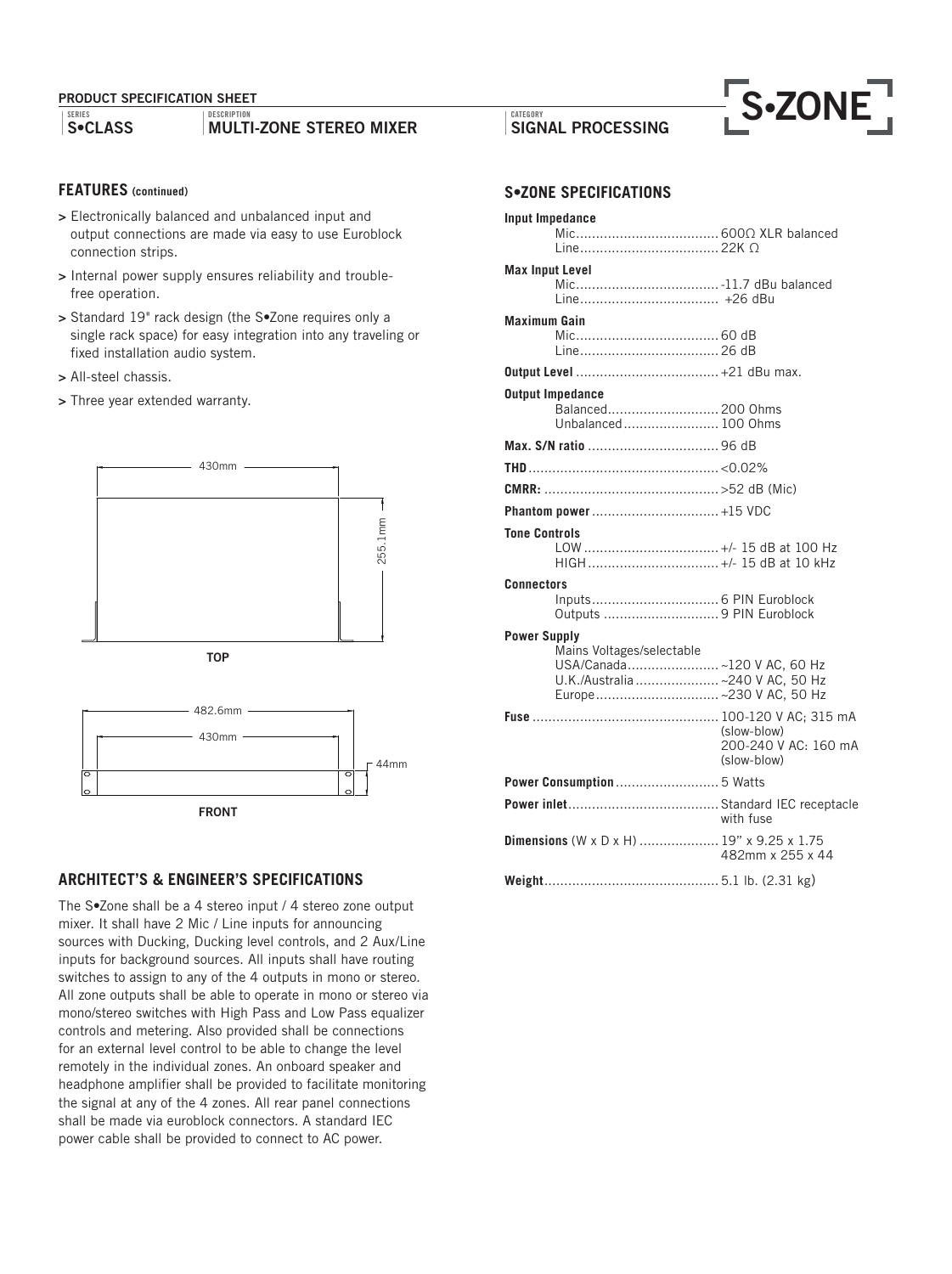**PRODUCT SPECIFICATION SHEET**

SERIES **S•CLASS** | DESCRIPTION **MULTI-ZONE STEREO MIXER** | CATEGORY **SIGNAL PROCESSING**

S•ZONE

## FEATURES (continued)

- > Electronically balanced and unbalanced input and output connections are made via easy to use Euroblock connection strips.
- > Internal power supply ensures reliability and trouble-free operation.
- > Standard 19" rack design (the S•Zone requires only a single rack space) for easy integration into any traveling or fixed installation audio system.
- > All-steel chassis.
- > Three year extended warranty.

430mm

255.1mm

TOP

482.6mm

430mm

44mm

FRONT

## ARCHITECT'S & ENGINEER'S SPECIFICATIONS

The S•Zone shall be a 4 stereo input / 4 stereo zone output mixer. It shall have 2 Mic / Line inputs for announcing sources with Ducking, Ducking level controls, and 2 Aux/Line inputs for background sources. All inputs shall have routing switches to assign to any of the 4 outputs in mono or stereo. All zone outputs shall be able to operate in mono or stereo via mono/stereo switches with High Pass and Low Pass equalizer controls and metering. Also provided shall be connections for an external level control to be able to change the level remotely in the individual zones. An onboard speaker and headphone amplifier shall be provided to facilitate monitoring the signal at any of the 4 zones. All rear panel connections shall be made via euroblock connectors. A standard IEC power cable shall be provided to connect to AC power.

## S•ZONE SPECIFICATIONS

**Input Impedance**
- Mic.................................... 600Ω XLR balanced
- Line.................................. 22K Ω

**Max Input Level**
- Mic.................................... -11.7 dBu balanced
- Line.................................. +26 dBu

**Maximum Gain**
- Mic.................................... 60 dB
- Line.................................. 26 dB

**Output Level** .................................... +21 dBu max.

**Output Impedance**
- Balanced............................ 200 Ohms
- Unbalanced........................ 100 Ohms

**Max. S/N ratio** ................................ 96 dB

**THD** ................................................ <0.02%

**CMRR:** ........................................... >52 dB (Mic)

**Phantom power** ................................ +15 VDC

**Tone Controls**
- LOW .................................. +/- 15 dB at 100 Hz
- HIGH ................................. +/- 15 dB at 10 kHz

**Connectors**
- Inputs................................ 6 PIN Euroblock
- Outputs ............................. 9 PIN Euroblock

**Power Supply**
- Mains Voltages/selectable
- USA/Canada....................... ~120 V AC, 60 Hz
- U.K./Australia .................... ~240 V AC, 50 Hz
- Europe............................... ~230 V AC, 50 Hz

**Fuse** ............................................... 100-120 V AC; 315 mA (slow-blow) 200-240 V AC: 160 mA (slow-blow)

**Power Consumption** .......................... 5 Watts

**Power inlet**...................................... Standard IEC receptacle with fuse

**Dimensions** (W x D x H) .................... 19" x 9.25 x 1.75 482mm x 255 x 44

**Weight**............................................ 5.1 lb. (2.31 kg)